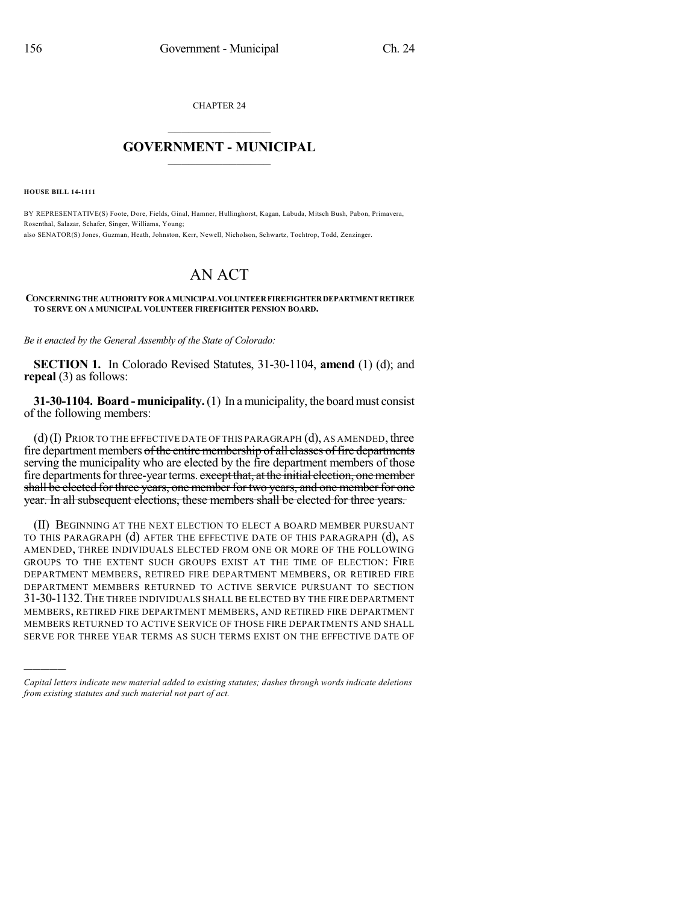CHAPTER 24

# GOVERNMENT - MUNICIPAL

**HOUSE BILL 14-1111**

BY REPRESENTATIVE(S) Foote, Dore, Fields, Ginal, Hamner, Hullinghorst, Kagan, Labuda, Mitsch Bush, Pabon, Primavera, Rosenthal, Salazar, Schafer, Singer, Williams, Young;
also SENATOR(S) Jones, Guzman, Heath, Johnston, Kerr, Newell, Nicholson, Schwartz, Tochtrop, Todd, Zenzinger.

# AN ACT

**CONCERNING THE AUTHORITY FOR A MUNICIPAL VOLUNTEER FIREFIGHTER DEPARTMENT RETIREE TO SERVE ON A MUNICIPAL VOLUNTEER FIREFIGHTER PENSION BOARD.**

*Be it enacted by the General Assembly of the State of Colorado:*

**SECTION 1.** In Colorado Revised Statutes, 31-30-1104, **amend** (1) (d); and **repeal** (3) as follows:

**31-30-1104. Board - municipality.** (1) In a municipality, the board must consist of the following members:

(d) (I) PRIOR TO THE EFFECTIVE DATE OF THIS PARAGRAPH (d), AS AMENDED, three fire department members ~~of the entire membership of all classes of fire departments~~ serving the municipality who are elected by the fire department members of those fire departments for three-year terms. ~~except that, at the initial election, one member shall be elected for three years, one member for two years, and one member for one year. In all subsequent elections, these members shall be elected for three years.~~

(II) BEGINNING AT THE NEXT ELECTION TO ELECT A BOARD MEMBER PURSUANT TO THIS PARAGRAPH (d) AFTER THE EFFECTIVE DATE OF THIS PARAGRAPH (d), AS AMENDED, THREE INDIVIDUALS ELECTED FROM ONE OR MORE OF THE FOLLOWING GROUPS TO THE EXTENT SUCH GROUPS EXIST AT THE TIME OF ELECTION: FIRE DEPARTMENT MEMBERS, RETIRED FIRE DEPARTMENT MEMBERS, OR RETIRED FIRE DEPARTMENT MEMBERS RETURNED TO ACTIVE SERVICE PURSUANT TO SECTION 31-30-1132. THE THREE INDIVIDUALS SHALL BE ELECTED BY THE FIRE DEPARTMENT MEMBERS, RETIRED FIRE DEPARTMENT MEMBERS, AND RETIRED FIRE DEPARTMENT MEMBERS RETURNED TO ACTIVE SERVICE OF THOSE FIRE DEPARTMENTS AND SHALL SERVE FOR THREE YEAR TERMS AS SUCH TERMS EXIST ON THE EFFECTIVE DATE OF

---

*Capital letters indicate new material added to existing statutes; dashes through words indicate deletions from existing statutes and such material not part of act.*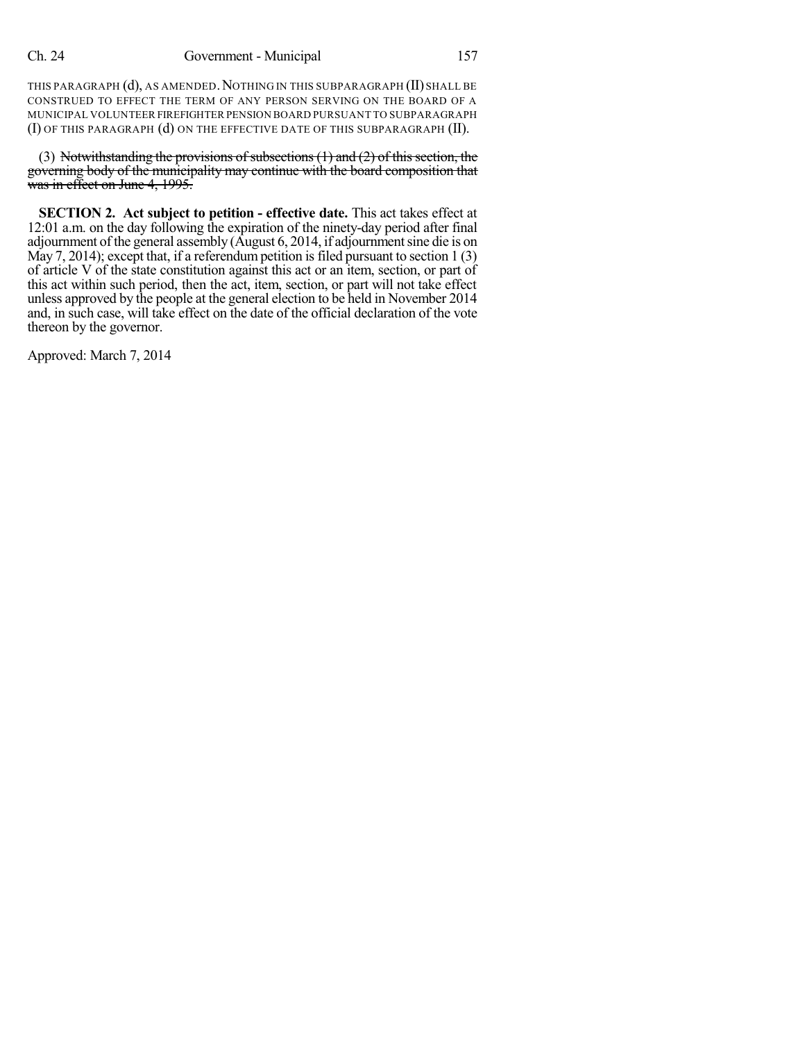THIS PARAGRAPH (d), AS AMENDED. NOTHING IN THIS SUBPARAGRAPH (II) SHALL BE CONSTRUED TO EFFECT THE TERM OF ANY PERSON SERVING ON THE BOARD OF A MUNICIPAL VOLUNTEER FIREFIGHTER PENSION BOARD PURSUANT TO SUBPARAGRAPH (I) OF THIS PARAGRAPH (d) ON THE EFFECTIVE DATE OF THIS SUBPARAGRAPH (II).

(3) ~~Notwithstanding the provisions of subsections (1) and (2) of this section, the governing body of the municipality may continue with the board composition that was in effect on June 4, 1995.~~

**SECTION 2. Act subject to petition - effective date.** This act takes effect at 12:01 a.m. on the day following the expiration of the ninety-day period after final adjournment of the general assembly (August 6, 2014, if adjournment sine die is on May 7, 2014); except that, if a referendum petition is filed pursuant to section 1 (3) of article V of the state constitution against this act or an item, section, or part of this act within such period, then the act, item, section, or part will not take effect unless approved by the people at the general election to be held in November 2014 and, in such case, will take effect on the date of the official declaration of the vote thereon by the governor.

Approved: March 7, 2014